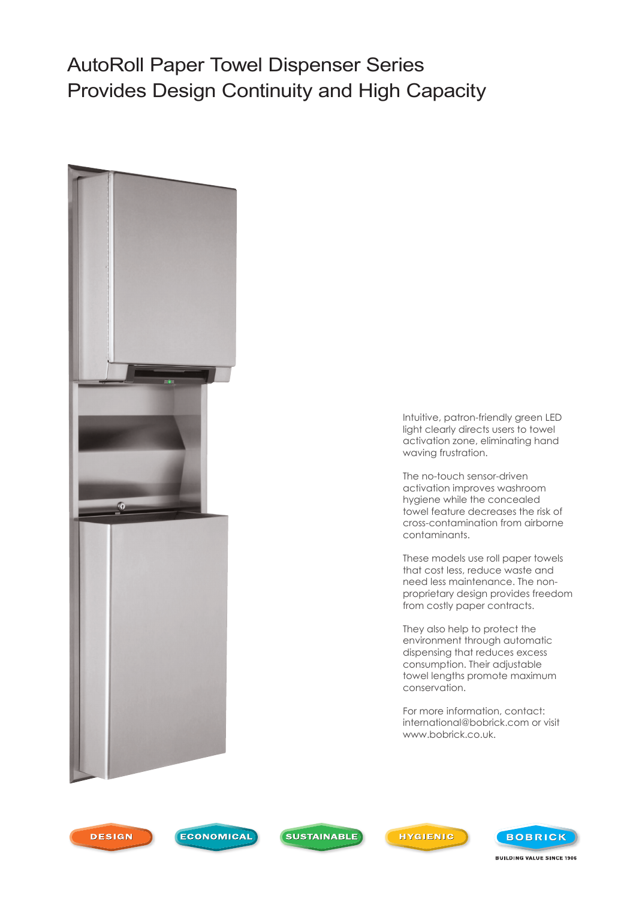# AutoRoll Paper Towel Dispenser Series Provides Design Continuity and High Capacity

Intuitive, patron-friendly green LED light clearly directs users to towel activation zone, eliminating hand waving frustration.

The no-touch sensor-driven activation improves washroom hygiene while the concealed towel feature decreases the risk of cross-contamination from airborne contaminants.

These models use roll paper towels that cost less, reduce waste and need less maintenance. The non-proprietary design provides freedom from costly paper contracts.

They also help to protect the environment through automatic dispensing that reduces excess consumption. Their adjustable towel lengths promote maximum conservation.

For more information, contact: international@bobrick.com or visit www.bobrick.co.uk.

DESIGN ECONOMICAL SUSTAINABLE HYGIENIC

BOBRICK

BUILDING VALUE SINCE 1906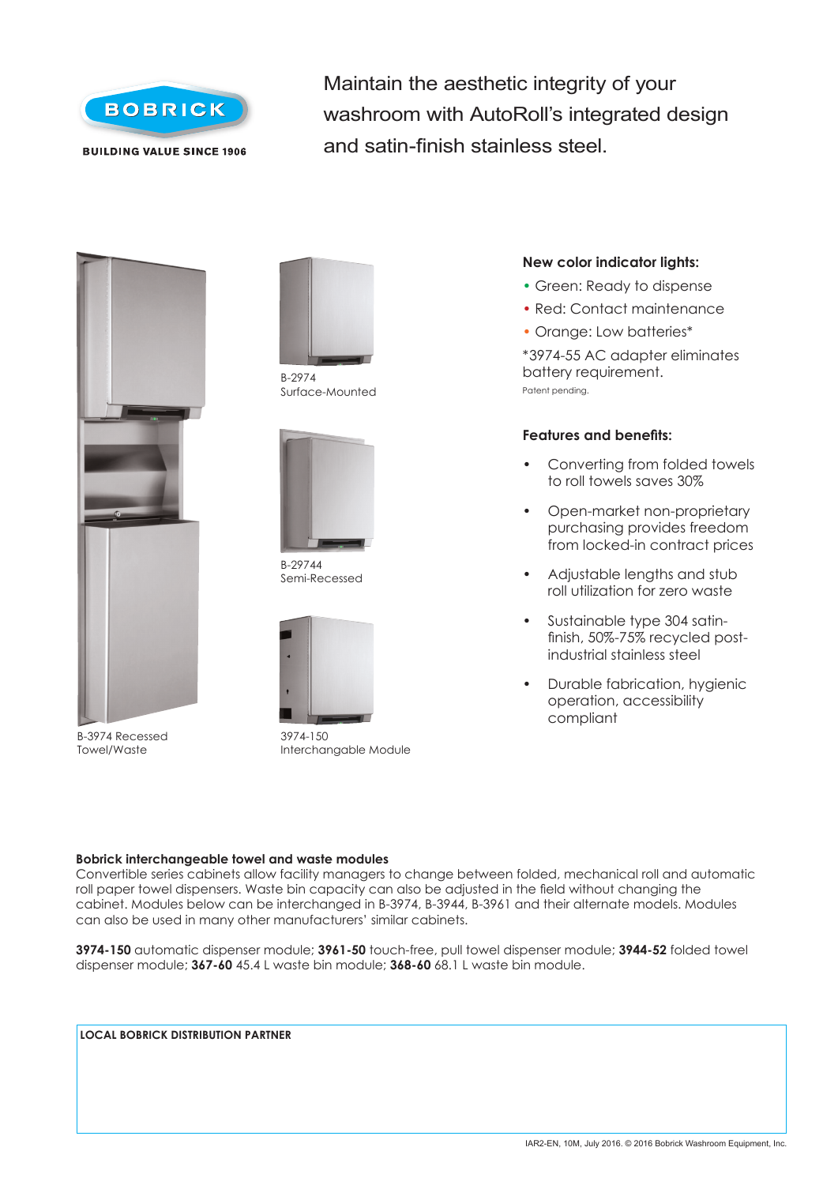BOBRICK

BUILDING VALUE SINCE 1906

Maintain the aesthetic integrity of your washroom with AutoRoll's integrated design and satin-finish stainless steel.

B-3974 Recessed Towel/Waste

B-2974 Surface-Mounted

B-29744 Semi-Recessed

3974-150 Interchangable Module

**New color indicator lights:**

- Green: Ready to dispense
- Red: Contact maintenance
- Orange: Low batteries*

*3974-55 AC adapter eliminates battery requirement.

Patent pending.

**Features and benefits:**

- Converting from folded towels to roll towels saves 30%
- Open-market non-proprietary purchasing provides freedom from locked-in contract prices
- Adjustable lengths and stub roll utilization for zero waste
- Sustainable type 304 satin-finish, 50%-75% recycled post-industrial stainless steel
- Durable fabrication, hygienic operation, accessibility compliant

**Bobrick interchangeable towel and waste modules**

Convertible series cabinets allow facility managers to change between folded, mechanical roll and automatic roll paper towel dispensers. Waste bin capacity can also be adjusted in the field without changing the cabinet. Modules below can be interchanged in B-3974, B-3944, B-3961 and their alternate models. Modules can also be used in many other manufacturers' similar cabinets.

**3974-150** automatic dispenser module; **3961-50** touch-free, pull towel dispenser module; **3944-52** folded towel dispenser module; **367-60** 45.4 L waste bin module; **368-60** 68.1 L waste bin module.

**LOCAL BOBRICK DISTRIBUTION PARTNER**

IAR2-EN, 10M, July 2016. © 2016 Bobrick Washroom Equipment, Inc.